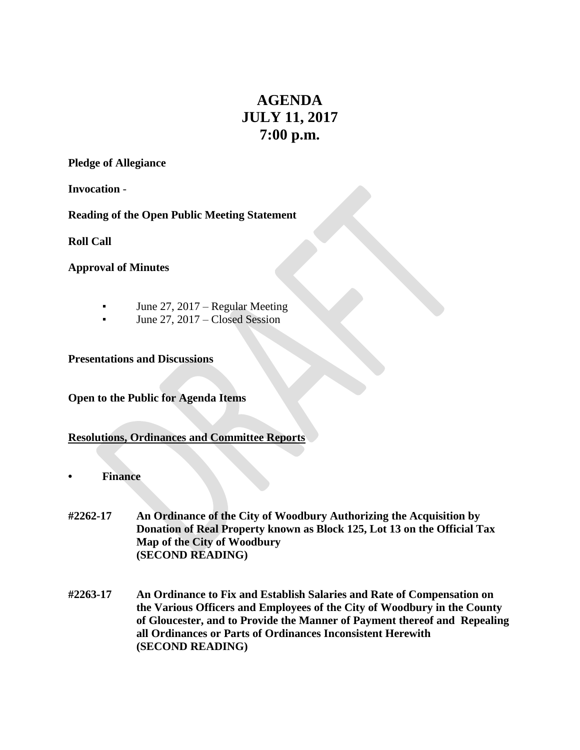# AGENDA
# JULY 11, 2017
# 7:00 p.m.

**Pledge of Allegiance**

**Invocation** -

**Reading of the Open Public Meeting Statement**

**Roll Call**

**Approval of Minutes**

- June 27, 2017 – Regular Meeting
- June 27, 2017 – Closed Session

**Presentations and Discussions**

**Open to the Public for Agenda Items**

**<u>Resolutions, Ordinances and Committee Reports</u>**

- **Finance**

**#2262-17 An Ordinance of the City of Woodbury Authorizing the Acquisition by Donation of Real Property known as Block 125, Lot 13 on the Official Tax Map of the City of Woodbury (SECOND READING)**

**#2263-17 An Ordinance to Fix and Establish Salaries and Rate of Compensation on the Various Officers and Employees of the City of Woodbury in the County of Gloucester, and to Provide the Manner of Payment thereof and Repealing all Ordinances or Parts of Ordinances Inconsistent Herewith (SECOND READING)**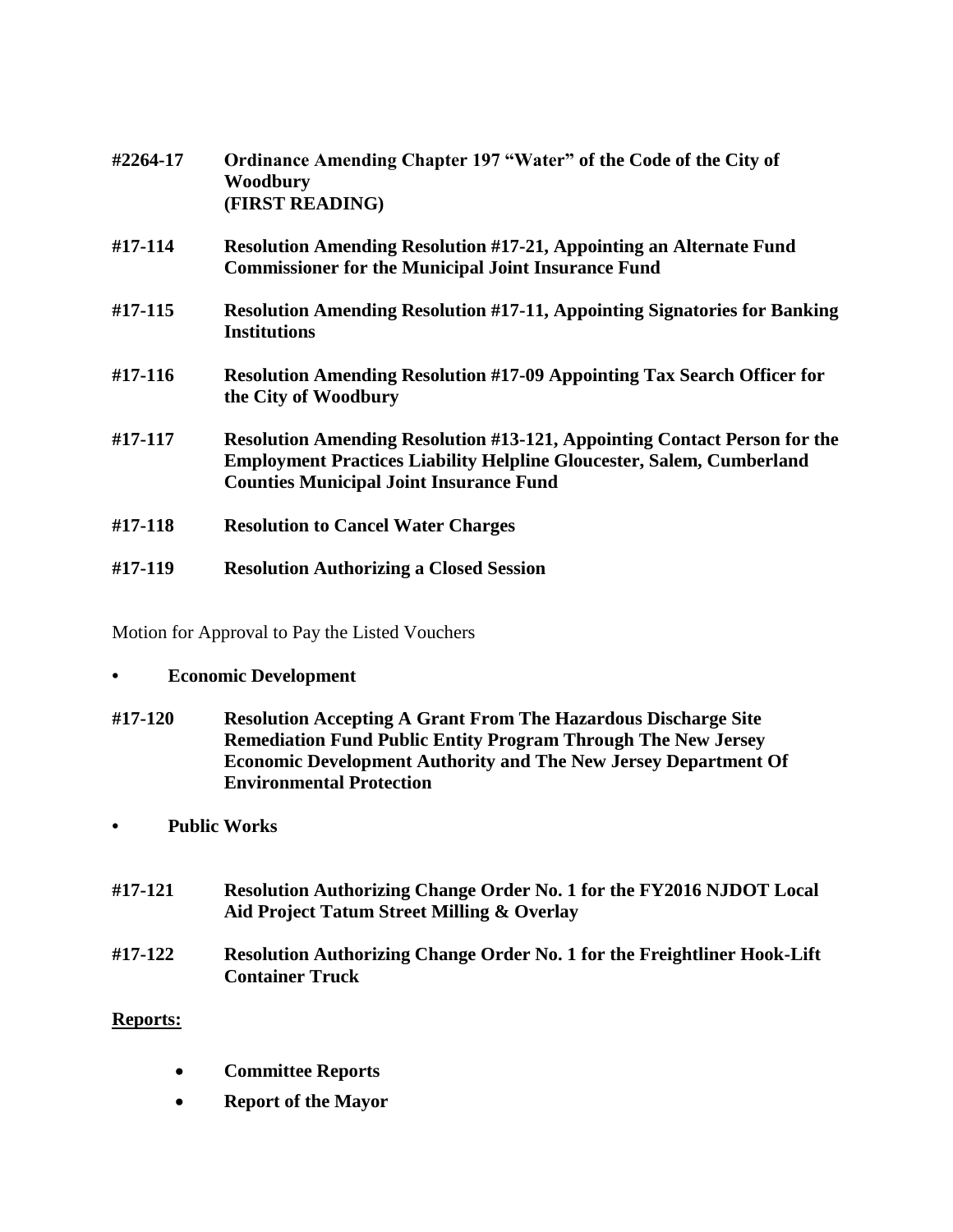**#2264-17** **Ordinance Amending Chapter 197 "Water" of the Code of the City of Woodbury (FIRST READING)**

**#17-114** **Resolution Amending Resolution #17-21, Appointing an Alternate Fund Commissioner for the Municipal Joint Insurance Fund**

**#17-115** **Resolution Amending Resolution #17-11, Appointing Signatories for Banking Institutions**

**#17-116** **Resolution Amending Resolution #17-09 Appointing Tax Search Officer for the City of Woodbury**

**#17-117** **Resolution Amending Resolution #13-121, Appointing Contact Person for the Employment Practices Liability Helpline Gloucester, Salem, Cumberland Counties Municipal Joint Insurance Fund**

**#17-118** **Resolution to Cancel Water Charges**

**#17-119** **Resolution Authorizing a Closed Session**

Motion for Approval to Pay the Listed Vouchers

- **Economic Development**

**#17-120** **Resolution Accepting A Grant From The Hazardous Discharge Site Remediation Fund Public Entity Program Through The New Jersey Economic Development Authority and The New Jersey Department Of Environmental Protection**

- **Public Works**

**#17-121** **Resolution Authorizing Change Order No. 1 for the FY2016 NJDOT Local Aid Project Tatum Street Milling & Overlay**

**#17-122** **Resolution Authorizing Change Order No. 1 for the Freightliner Hook-Lift Container Truck**

**Reports:**

- **Committee Reports**
- **Report of the Mayor**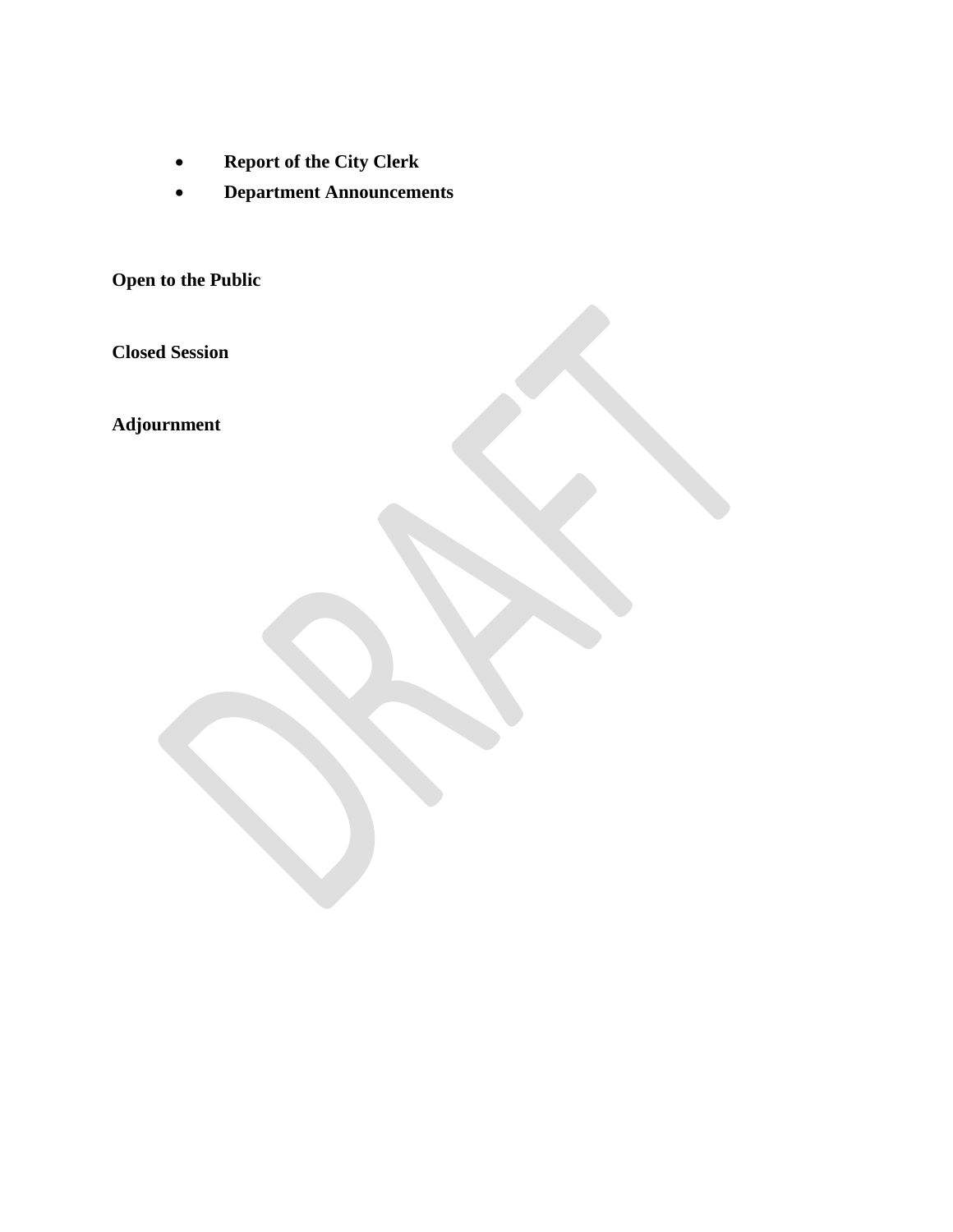- **Report of the City Clerk**
- **Department Announcements**

**Open to the Public**

**Closed Session**

**Adjournment**